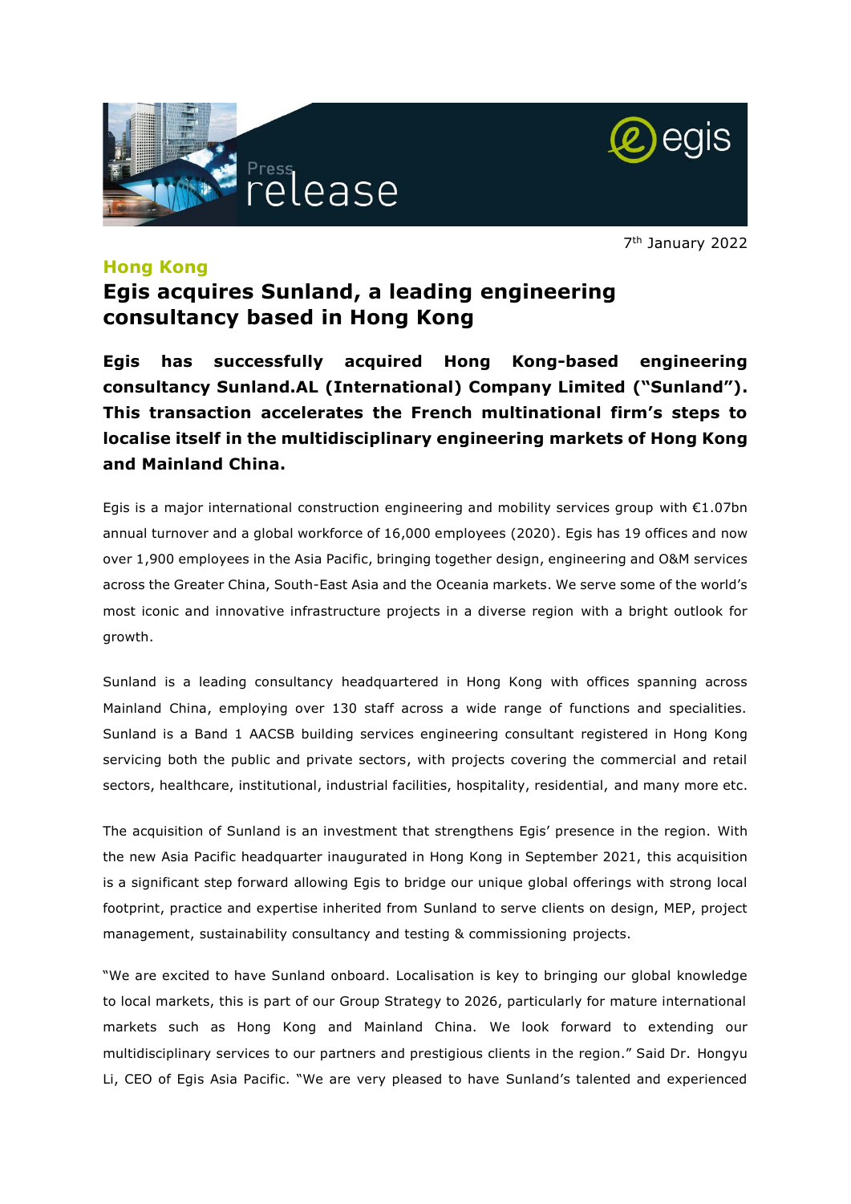7th January 2022

**Hong Kong**

# Egis acquires Sunland, a leading engineering consultancy based in Hong Kong

**Egis has successfully acquired Hong Kong-based engineering consultancy Sunland.AL (International) Company Limited ("Sunland"). This transaction accelerates the French multinational firm's steps to localise itself in the multidisciplinary engineering markets of Hong Kong and Mainland China.**

Egis is a major international construction engineering and mobility services group with €1.07bn annual turnover and a global workforce of 16,000 employees (2020). Egis has 19 offices and now over 1,900 employees in the Asia Pacific, bringing together design, engineering and O&M services across the Greater China, South-East Asia and the Oceania markets. We serve some of the world's most iconic and innovative infrastructure projects in a diverse region with a bright outlook for growth.

Sunland is a leading consultancy headquartered in Hong Kong with offices spanning across Mainland China, employing over 130 staff across a wide range of functions and specialities. Sunland is a Band 1 AACSB building services engineering consultant registered in Hong Kong servicing both the public and private sectors, with projects covering the commercial and retail sectors, healthcare, institutional, industrial facilities, hospitality, residential, and many more etc.

The acquisition of Sunland is an investment that strengthens Egis' presence in the region. With the new Asia Pacific headquarter inaugurated in Hong Kong in September 2021, this acquisition is a significant step forward allowing Egis to bridge our unique global offerings with strong local footprint, practice and expertise inherited from Sunland to serve clients on design, MEP, project management, sustainability consultancy and testing & commissioning projects.

"We are excited to have Sunland onboard. Localisation is key to bringing our global knowledge to local markets, this is part of our Group Strategy to 2026, particularly for mature international markets such as Hong Kong and Mainland China. We look forward to extending our multidisciplinary services to our partners and prestigious clients in the region." Said Dr. Hongyu Li, CEO of Egis Asia Pacific. "We are very pleased to have Sunland's talented and experienced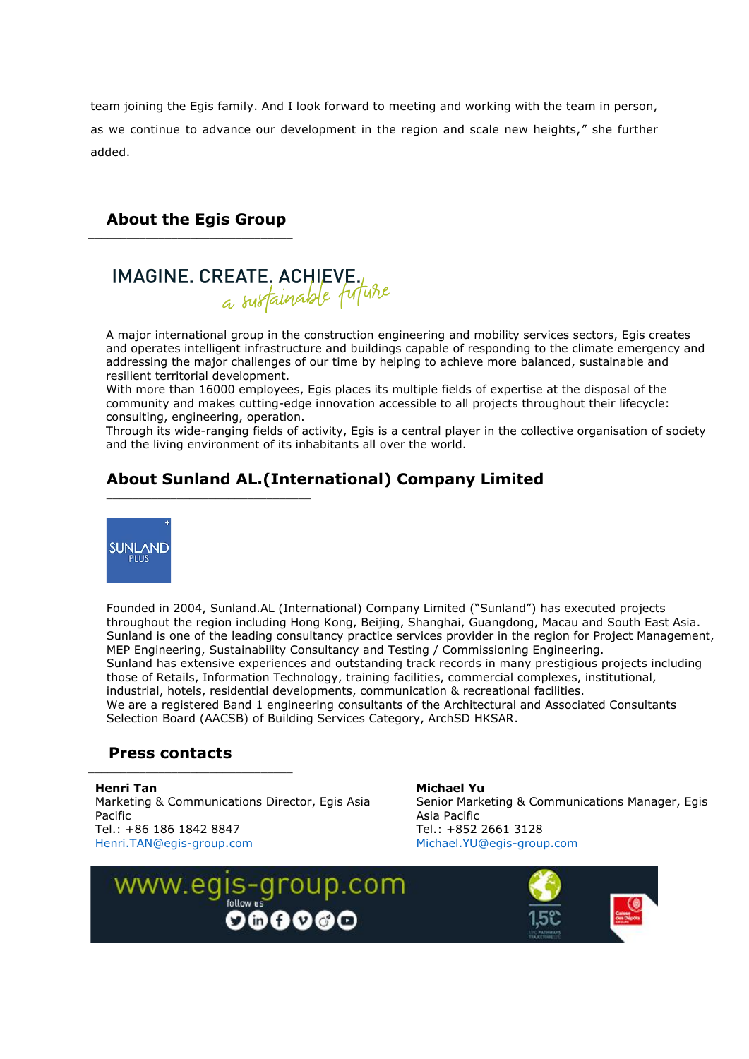team joining the Egis family. And I look forward to meeting and working with the team in person, as we continue to advance our development in the region and scale new heights," she further added.

## About the Egis Group

IMAGINE. CREATE. ACHIEVE. a sustainable future

A major international group in the construction engineering and mobility services sectors, Egis creates and operates intelligent infrastructure and buildings capable of responding to the climate emergency and addressing the major challenges of our time by helping to achieve more balanced, sustainable and resilient territorial development.
With more than 16000 employees, Egis places its multiple fields of expertise at the disposal of the community and makes cutting-edge innovation accessible to all projects throughout their lifecycle: consulting, engineering, operation.
Through its wide-ranging fields of activity, Egis is a central player in the collective organisation of society and the living environment of its inhabitants all over the world.

## About Sunland AL.(International) Company Limited

SUNLAND PLUS

Founded in 2004, Sunland.AL (International) Company Limited ("Sunland") has executed projects throughout the region including Hong Kong, Beijing, Shanghai, Guangdong, Macau and South East Asia. Sunland is one of the leading consultancy practice services provider in the region for Project Management, MEP Engineering, Sustainability Consultancy and Testing / Commissioning Engineering.
Sunland has extensive experiences and outstanding track records in many prestigious projects including those of Retails, Information Technology, training facilities, commercial complexes, institutional, industrial, hotels, residential developments, communication & recreational facilities.
We are a registered Band 1 engineering consultants of the Architectural and Associated Consultants Selection Board (AACSB) of Building Services Category, ArchSD HKSAR.

## Press contacts

**Henri Tan**
Marketing & Communications Director, Egis Asia Pacific
Tel.: +86 186 1842 8847
Henri.TAN@egis-group.com

**Michael Yu**
Senior Marketing & Communications Manager, Egis Asia Pacific
Tel.: +852 2661 3128
Michael.YU@egis-group.com

www.egis-group.com
follow us